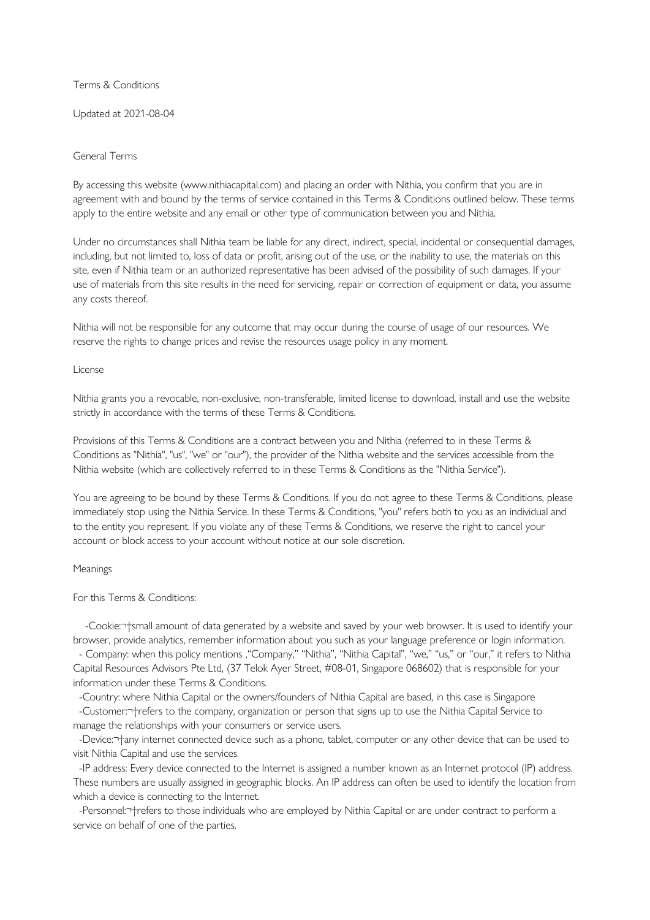# Terms & Conditions

Updated at 2021-08-04

## General Terms

By accessing this website (www.nithiacapital.com) and placing an order with Nithia, you confirm that you are in agreement with and bound by the terms of service contained in this Terms & Conditions outlined below. These terms apply to the entire website and any email or other type of communication between you and Nithia.

Under no circumstances shall Nithia team be liable for any direct, indirect, special, incidental or consequential damages, including, but not limited to, loss of data or profit, arising out of the use, or the inability to use, the materials on this site, even if Nithia team or an authorized representative has been advised of the possibility of such damages. If your use of materials from this site results in the need for servicing, repair or correction of equipment or data, you assume any costs thereof.

Nithia will not be responsible for any outcome that may occur during the course of usage of our resources. We reserve the rights to change prices and revise the resources usage policy in any moment.

## License

Nithia grants you a revocable, non-exclusive, non-transferable, limited license to download, install and use the website strictly in accordance with the terms of these Terms & Conditions.

Provisions of this Terms & Conditions are a contract between you and Nithia (referred to in these Terms & Conditions as "Nithia", "us", "we" or "our"), the provider of the Nithia website and the services accessible from the Nithia website (which are collectively referred to in these Terms & Conditions as the "Nithia Service").

You are agreeing to be bound by these Terms & Conditions. If you do not agree to these Terms & Conditions, please immediately stop using the Nithia Service. In these Terms & Conditions, "you" refers both to you as an individual and to the entity you represent. If you violate any of these Terms & Conditions, we reserve the right to cancel your account or block access to your account without notice at our sole discretion.

## Meanings

For this Terms & Conditions:

- Cookie:¬†small amount of data generated by a website and saved by your web browser. It is used to identify your browser, provide analytics, remember information about you such as your language preference or login information.
- Company: when this policy mentions ,"Company," "Nithia", "Nithia Capital", "we," "us," or "our," it refers to Nithia Capital Resources Advisors Pte Ltd, (37 Telok Ayer Street, #08-01, Singapore 068602) that is responsible for your information under these Terms & Conditions.
- Country: where Nithia Capital or the owners/founders of Nithia Capital are based, in this case is Singapore
- Customer:¬†refers to the company, organization or person that signs up to use the Nithia Capital Service to manage the relationships with your consumers or service users.
- Device:¬†any internet connected device such as a phone, tablet, computer or any other device that can be used to visit Nithia Capital and use the services.
- IP address: Every device connected to the Internet is assigned a number known as an Internet protocol (IP) address. These numbers are usually assigned in geographic blocks. An IP address can often be used to identify the location from which a device is connecting to the Internet.
- Personnel:¬†refers to those individuals who are employed by Nithia Capital or are under contract to perform a service on behalf of one of the parties.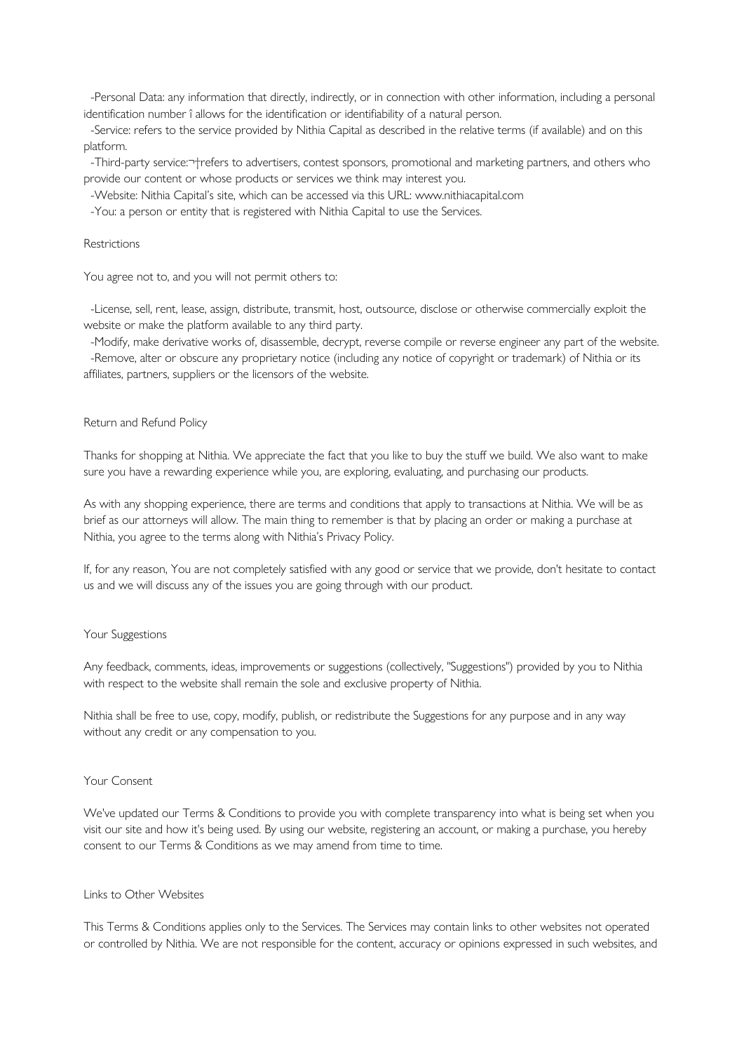-Personal Data: any information that directly, indirectly, or in connection with other information, including a personal identification number î allows for the identification or identifiability of a natural person.

-Service: refers to the service provided by Nithia Capital as described in the relative terms (if available) and on this platform.

-Third-party service:¬†refers to advertisers, contest sponsors, promotional and marketing partners, and others who provide our content or whose products or services we think may interest you.

-Website: Nithia Capital's site, which can be accessed via this URL: www.nithiacapital.com

-You: a person or entity that is registered with Nithia Capital to use the Services.

## Restrictions

You agree not to, and you will not permit others to:

-License, sell, rent, lease, assign, distribute, transmit, host, outsource, disclose or otherwise commercially exploit the website or make the platform available to any third party.

-Modify, make derivative works of, disassemble, decrypt, reverse compile or reverse engineer any part of the website.

-Remove, alter or obscure any proprietary notice (including any notice of copyright or trademark) of Nithia or its affiliates, partners, suppliers or the licensors of the website.

## Return and Refund Policy

Thanks for shopping at Nithia. We appreciate the fact that you like to buy the stuff we build. We also want to make sure you have a rewarding experience while you, are exploring, evaluating, and purchasing our products.

As with any shopping experience, there are terms and conditions that apply to transactions at Nithia. We will be as brief as our attorneys will allow. The main thing to remember is that by placing an order or making a purchase at Nithia, you agree to the terms along with Nithia's Privacy Policy.

If, for any reason, You are not completely satisfied with any good or service that we provide, don't hesitate to contact us and we will discuss any of the issues you are going through with our product.

## Your Suggestions

Any feedback, comments, ideas, improvements or suggestions (collectively, "Suggestions") provided by you to Nithia with respect to the website shall remain the sole and exclusive property of Nithia.

Nithia shall be free to use, copy, modify, publish, or redistribute the Suggestions for any purpose and in any way without any credit or any compensation to you.

## Your Consent

We've updated our Terms & Conditions to provide you with complete transparency into what is being set when you visit our site and how it's being used. By using our website, registering an account, or making a purchase, you hereby consent to our Terms & Conditions as we may amend from time to time.

## Links to Other Websites

This Terms & Conditions applies only to the Services. The Services may contain links to other websites not operated or controlled by Nithia. We are not responsible for the content, accuracy or opinions expressed in such websites, and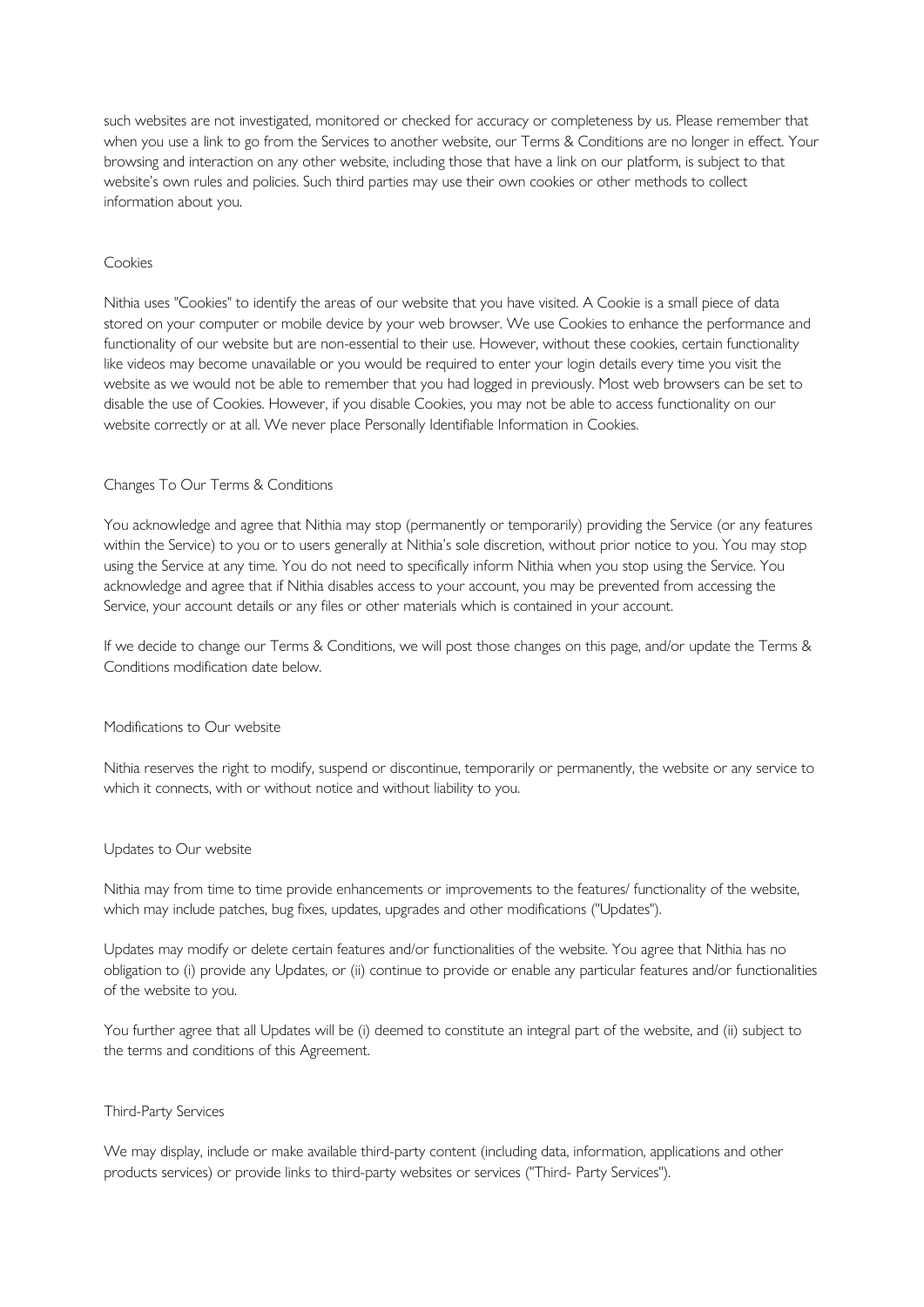such websites are not investigated, monitored or checked for accuracy or completeness by us. Please remember that when you use a link to go from the Services to another website, our Terms & Conditions are no longer in effect. Your browsing and interaction on any other website, including those that have a link on our platform, is subject to that website's own rules and policies. Such third parties may use their own cookies or other methods to collect information about you.

## Cookies

Nithia uses "Cookies" to identify the areas of our website that you have visited. A Cookie is a small piece of data stored on your computer or mobile device by your web browser. We use Cookies to enhance the performance and functionality of our website but are non-essential to their use. However, without these cookies, certain functionality like videos may become unavailable or you would be required to enter your login details every time you visit the website as we would not be able to remember that you had logged in previously. Most web browsers can be set to disable the use of Cookies. However, if you disable Cookies, you may not be able to access functionality on our website correctly or at all. We never place Personally Identifiable Information in Cookies.

## Changes To Our Terms & Conditions

You acknowledge and agree that Nithia may stop (permanently or temporarily) providing the Service (or any features within the Service) to you or to users generally at Nithia's sole discretion, without prior notice to you. You may stop using the Service at any time. You do not need to specifically inform Nithia when you stop using the Service. You acknowledge and agree that if Nithia disables access to your account, you may be prevented from accessing the Service, your account details or any files or other materials which is contained in your account.

If we decide to change our Terms & Conditions, we will post those changes on this page, and/or update the Terms & Conditions modification date below.

## Modifications to Our website

Nithia reserves the right to modify, suspend or discontinue, temporarily or permanently, the website or any service to which it connects, with or without notice and without liability to you.

## Updates to Our website

Nithia may from time to time provide enhancements or improvements to the features/ functionality of the website, which may include patches, bug fixes, updates, upgrades and other modifications ("Updates").

Updates may modify or delete certain features and/or functionalities of the website. You agree that Nithia has no obligation to (i) provide any Updates, or (ii) continue to provide or enable any particular features and/or functionalities of the website to you.

You further agree that all Updates will be (i) deemed to constitute an integral part of the website, and (ii) subject to the terms and conditions of this Agreement.

## Third-Party Services

We may display, include or make available third-party content (including data, information, applications and other products services) or provide links to third-party websites or services ("Third- Party Services").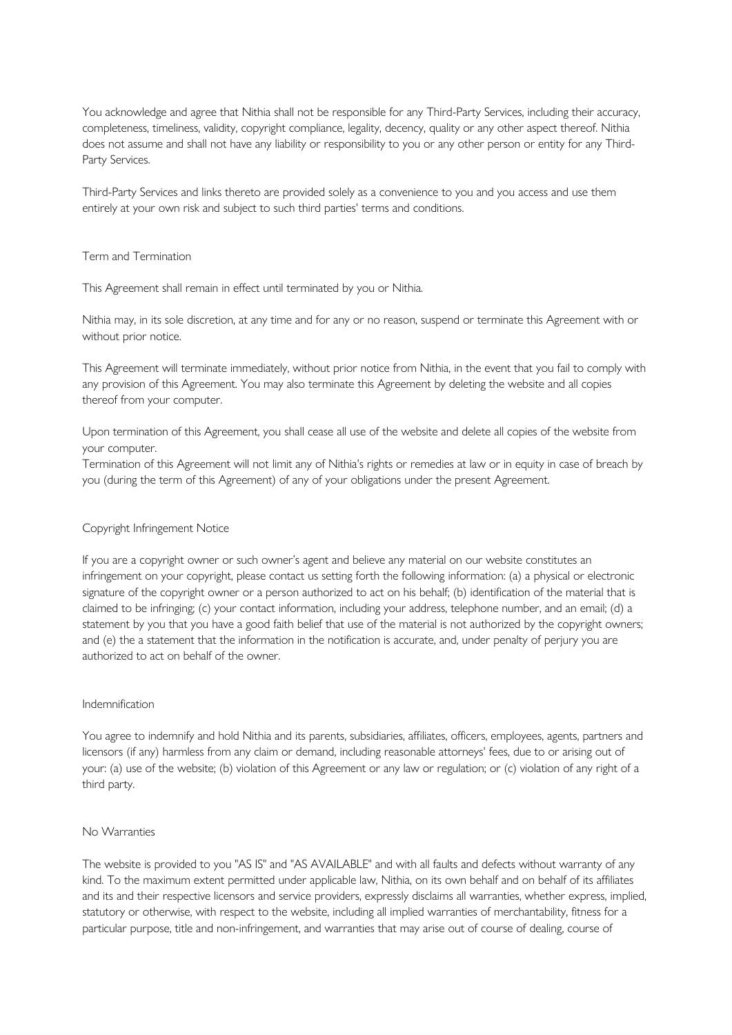You acknowledge and agree that Nithia shall not be responsible for any Third-Party Services, including their accuracy, completeness, timeliness, validity, copyright compliance, legality, decency, quality or any other aspect thereof. Nithia does not assume and shall not have any liability or responsibility to you or any other person or entity for any Third-Party Services.

Third-Party Services and links thereto are provided solely as a convenience to you and you access and use them entirely at your own risk and subject to such third parties' terms and conditions.

## Term and Termination

This Agreement shall remain in effect until terminated by you or Nithia.

Nithia may, in its sole discretion, at any time and for any or no reason, suspend or terminate this Agreement with or without prior notice.

This Agreement will terminate immediately, without prior notice from Nithia, in the event that you fail to comply with any provision of this Agreement. You may also terminate this Agreement by deleting the website and all copies thereof from your computer.

Upon termination of this Agreement, you shall cease all use of the website and delete all copies of the website from your computer.
Termination of this Agreement will not limit any of Nithia's rights or remedies at law or in equity in case of breach by you (during the term of this Agreement) of any of your obligations under the present Agreement.

## Copyright Infringement Notice

If you are a copyright owner or such owner's agent and believe any material on our website constitutes an infringement on your copyright, please contact us setting forth the following information: (a) a physical or electronic signature of the copyright owner or a person authorized to act on his behalf; (b) identification of the material that is claimed to be infringing; (c) your contact information, including your address, telephone number, and an email; (d) a statement by you that you have a good faith belief that use of the material is not authorized by the copyright owners; and (e) the a statement that the information in the notification is accurate, and, under penalty of perjury you are authorized to act on behalf of the owner.

## Indemnification

You agree to indemnify and hold Nithia and its parents, subsidiaries, affiliates, officers, employees, agents, partners and licensors (if any) harmless from any claim or demand, including reasonable attorneys' fees, due to or arising out of your: (a) use of the website; (b) violation of this Agreement or any law or regulation; or (c) violation of any right of a third party.

## No Warranties

The website is provided to you "AS IS" and "AS AVAILABLE" and with all faults and defects without warranty of any kind. To the maximum extent permitted under applicable law, Nithia, on its own behalf and on behalf of its affiliates and its and their respective licensors and service providers, expressly disclaims all warranties, whether express, implied, statutory or otherwise, with respect to the website, including all implied warranties of merchantability, fitness for a particular purpose, title and non-infringement, and warranties that may arise out of course of dealing, course of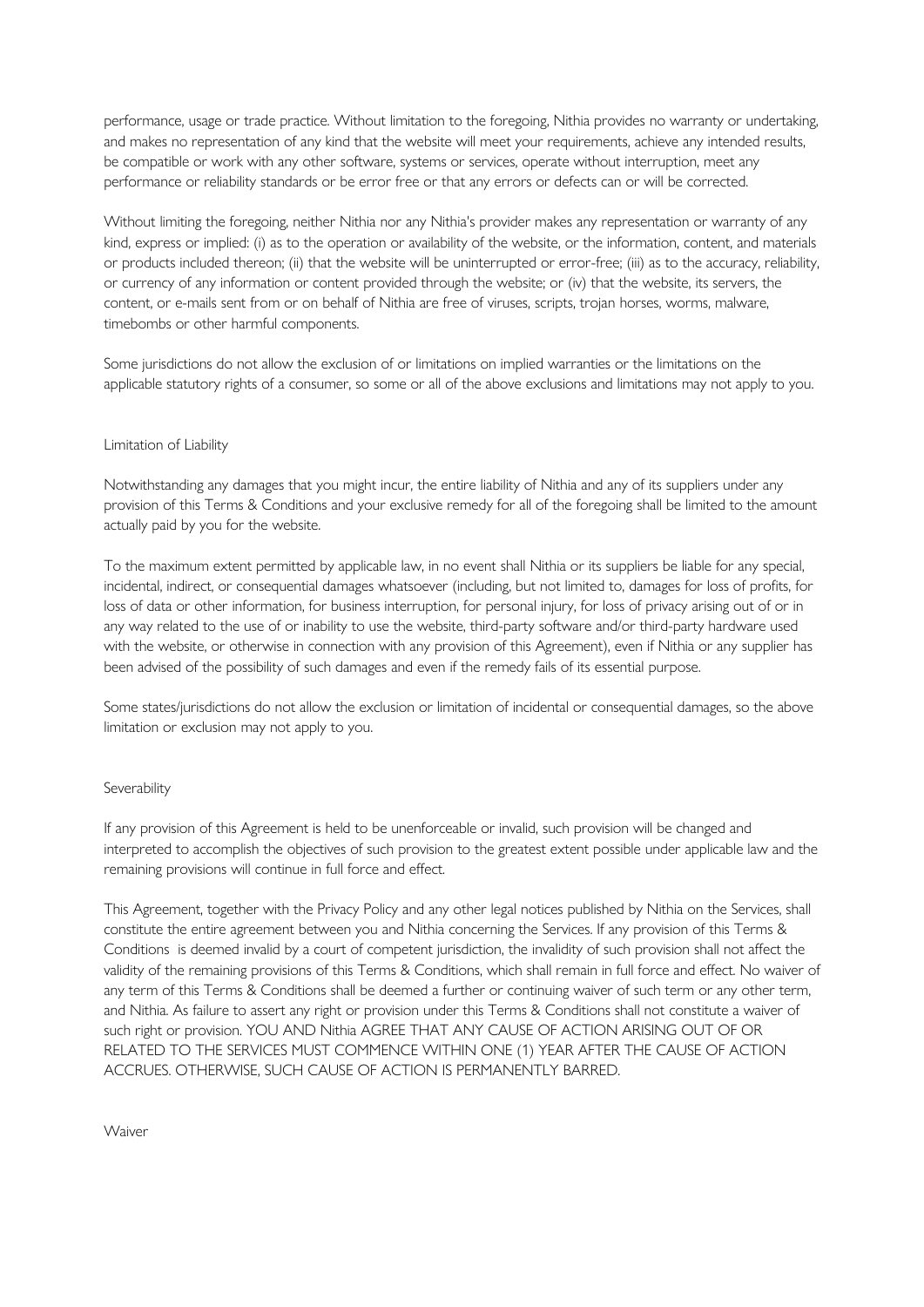performance, usage or trade practice. Without limitation to the foregoing, Nithia provides no warranty or undertaking, and makes no representation of any kind that the website will meet your requirements, achieve any intended results, be compatible or work with any other software, systems or services, operate without interruption, meet any performance or reliability standards or be error free or that any errors or defects can or will be corrected.

Without limiting the foregoing, neither Nithia nor any Nithia's provider makes any representation or warranty of any kind, express or implied: (i) as to the operation or availability of the website, or the information, content, and materials or products included thereon; (ii) that the website will be uninterrupted or error-free; (iii) as to the accuracy, reliability, or currency of any information or content provided through the website; or (iv) that the website, its servers, the content, or e-mails sent from or on behalf of Nithia are free of viruses, scripts, trojan horses, worms, malware, timebombs or other harmful components.

Some jurisdictions do not allow the exclusion of or limitations on implied warranties or the limitations on the applicable statutory rights of a consumer, so some or all of the above exclusions and limitations may not apply to you.

## Limitation of Liability

Notwithstanding any damages that you might incur, the entire liability of Nithia and any of its suppliers under any provision of this Terms & Conditions and your exclusive remedy for all of the foregoing shall be limited to the amount actually paid by you for the website.

To the maximum extent permitted by applicable law, in no event shall Nithia or its suppliers be liable for any special, incidental, indirect, or consequential damages whatsoever (including, but not limited to, damages for loss of profits, for loss of data or other information, for business interruption, for personal injury, for loss of privacy arising out of or in any way related to the use of or inability to use the website, third-party software and/or third-party hardware used with the website, or otherwise in connection with any provision of this Agreement), even if Nithia or any supplier has been advised of the possibility of such damages and even if the remedy fails of its essential purpose.

Some states/jurisdictions do not allow the exclusion or limitation of incidental or consequential damages, so the above limitation or exclusion may not apply to you.

## Severability

If any provision of this Agreement is held to be unenforceable or invalid, such provision will be changed and interpreted to accomplish the objectives of such provision to the greatest extent possible under applicable law and the remaining provisions will continue in full force and effect.

This Agreement, together with the Privacy Policy and any other legal notices published by Nithia on the Services, shall constitute the entire agreement between you and Nithia concerning the Services. If any provision of this Terms & Conditions is deemed invalid by a court of competent jurisdiction, the invalidity of such provision shall not affect the validity of the remaining provisions of this Terms & Conditions, which shall remain in full force and effect. No waiver of any term of this Terms & Conditions shall be deemed a further or continuing waiver of such term or any other term, and Nithia. As failure to assert any right or provision under this Terms & Conditions shall not constitute a waiver of such right or provision. YOU AND Nithia AGREE THAT ANY CAUSE OF ACTION ARISING OUT OF OR RELATED TO THE SERVICES MUST COMMENCE WITHIN ONE (1) YEAR AFTER THE CAUSE OF ACTION ACCRUES. OTHERWISE, SUCH CAUSE OF ACTION IS PERMANENTLY BARRED.

## Waiver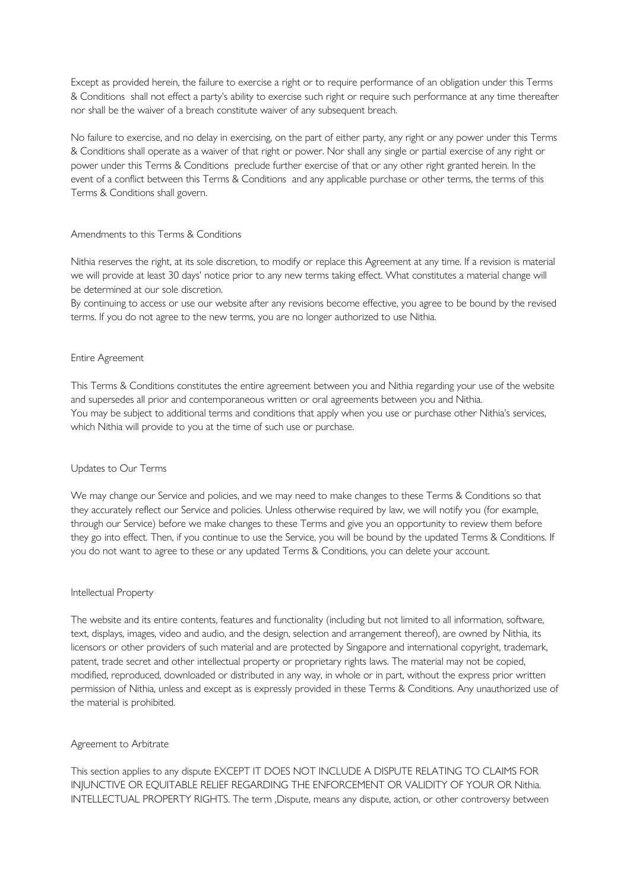Except as provided herein, the failure to exercise a right or to require performance of an obligation under this Terms & Conditions shall not effect a party's ability to exercise such right or require such performance at any time thereafter nor shall be the waiver of a breach constitute waiver of any subsequent breach.

No failure to exercise, and no delay in exercising, on the part of either party, any right or any power under this Terms & Conditions shall operate as a waiver of that right or power. Nor shall any single or partial exercise of any right or power under this Terms & Conditions preclude further exercise of that or any other right granted herein. In the event of a conflict between this Terms & Conditions and any applicable purchase or other terms, the terms of this Terms & Conditions shall govern.

## Amendments to this Terms & Conditions

Nithia reserves the right, at its sole discretion, to modify or replace this Agreement at any time. If a revision is material we will provide at least 30 days' notice prior to any new terms taking effect. What constitutes a material change will be determined at our sole discretion.
By continuing to access or use our website after any revisions become effective, you agree to be bound by the revised terms. If you do not agree to the new terms, you are no longer authorized to use Nithia.

## Entire Agreement

This Terms & Conditions constitutes the entire agreement between you and Nithia regarding your use of the website and supersedes all prior and contemporaneous written or oral agreements between you and Nithia.
You may be subject to additional terms and conditions that apply when you use or purchase other Nithia's services, which Nithia will provide to you at the time of such use or purchase.

## Updates to Our Terms

We may change our Service and policies, and we may need to make changes to these Terms & Conditions so that they accurately reflect our Service and policies. Unless otherwise required by law, we will notify you (for example, through our Service) before we make changes to these Terms and give you an opportunity to review them before they go into effect. Then, if you continue to use the Service, you will be bound by the updated Terms & Conditions. If you do not want to agree to these or any updated Terms & Conditions, you can delete your account.

## Intellectual Property

The website and its entire contents, features and functionality (including but not limited to all information, software, text, displays, images, video and audio, and the design, selection and arrangement thereof), are owned by Nithia, its licensors or other providers of such material and are protected by Singapore and international copyright, trademark, patent, trade secret and other intellectual property or proprietary rights laws. The material may not be copied, modified, reproduced, downloaded or distributed in any way, in whole or in part, without the express prior written permission of Nithia, unless and except as is expressly provided in these Terms & Conditions. Any unauthorized use of the material is prohibited.

## Agreement to Arbitrate

This section applies to any dispute EXCEPT IT DOES NOT INCLUDE A DISPUTE RELATING TO CLAIMS FOR INJUNCTIVE OR EQUITABLE RELIEF REGARDING THE ENFORCEMENT OR VALIDITY OF YOUR OR Nithia. INTELLECTUAL PROPERTY RIGHTS. The term ,Dispute, means any dispute, action, or other controversy between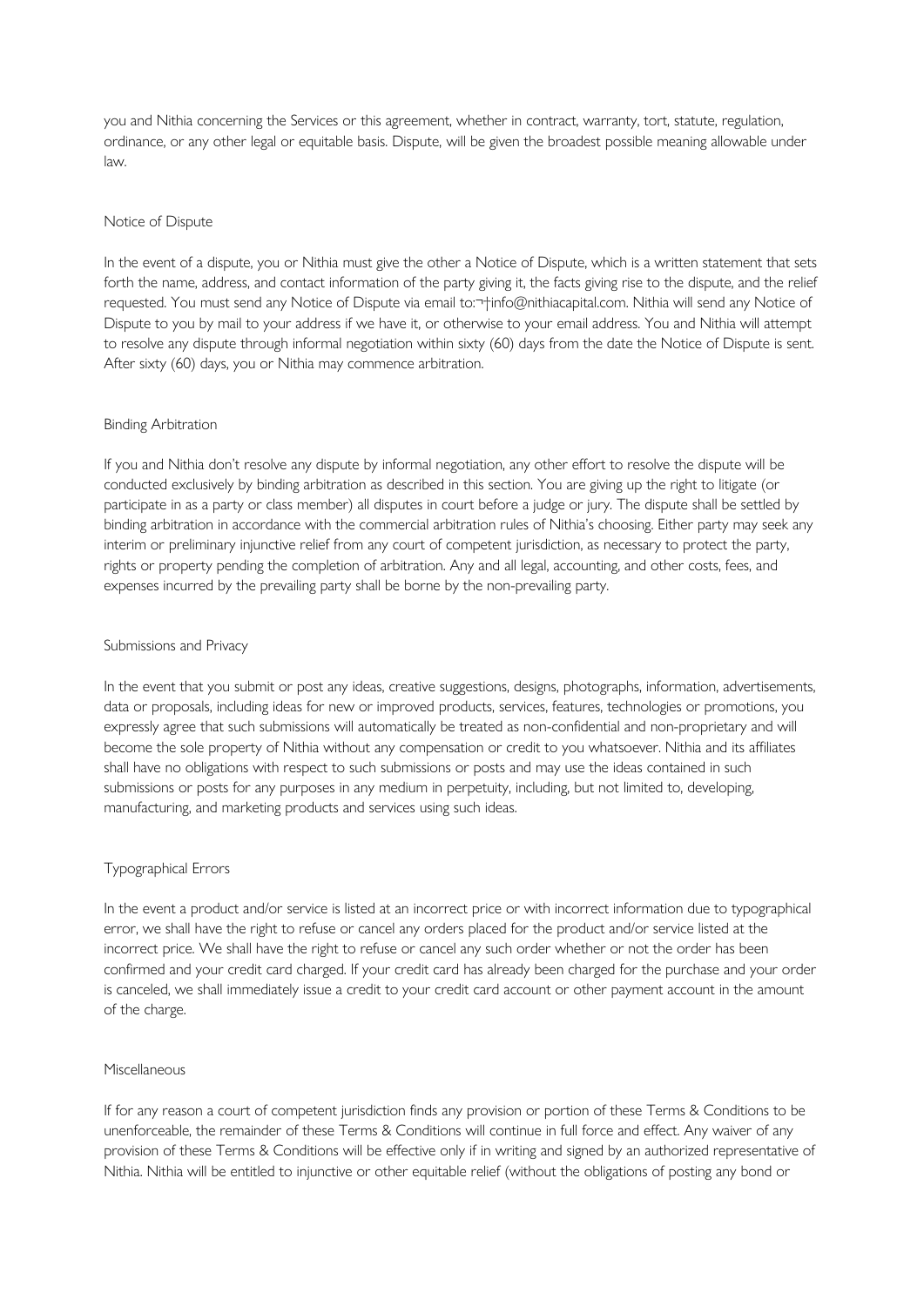you and Nithia concerning the Services or this agreement, whether in contract, warranty, tort, statute, regulation, ordinance, or any other legal or equitable basis. Dispute, will be given the broadest possible meaning allowable under law.

## Notice of Dispute

In the event of a dispute, you or Nithia must give the other a Notice of Dispute, which is a written statement that sets forth the name, address, and contact information of the party giving it, the facts giving rise to the dispute, and the relief requested. You must send any Notice of Dispute via email to:¬†info@nithiacapital.com. Nithia will send any Notice of Dispute to you by mail to your address if we have it, or otherwise to your email address. You and Nithia will attempt to resolve any dispute through informal negotiation within sixty (60) days from the date the Notice of Dispute is sent. After sixty (60) days, you or Nithia may commence arbitration.

## Binding Arbitration

If you and Nithia don't resolve any dispute by informal negotiation, any other effort to resolve the dispute will be conducted exclusively by binding arbitration as described in this section. You are giving up the right to litigate (or participate in as a party or class member) all disputes in court before a judge or jury. The dispute shall be settled by binding arbitration in accordance with the commercial arbitration rules of Nithia's choosing. Either party may seek any interim or preliminary injunctive relief from any court of competent jurisdiction, as necessary to protect the party, rights or property pending the completion of arbitration. Any and all legal, accounting, and other costs, fees, and expenses incurred by the prevailing party shall be borne by the non-prevailing party.

## Submissions and Privacy

In the event that you submit or post any ideas, creative suggestions, designs, photographs, information, advertisements, data or proposals, including ideas for new or improved products, services, features, technologies or promotions, you expressly agree that such submissions will automatically be treated as non-confidential and non-proprietary and will become the sole property of Nithia without any compensation or credit to you whatsoever. Nithia and its affiliates shall have no obligations with respect to such submissions or posts and may use the ideas contained in such submissions or posts for any purposes in any medium in perpetuity, including, but not limited to, developing, manufacturing, and marketing products and services using such ideas.

## Typographical Errors

In the event a product and/or service is listed at an incorrect price or with incorrect information due to typographical error, we shall have the right to refuse or cancel any orders placed for the product and/or service listed at the incorrect price. We shall have the right to refuse or cancel any such order whether or not the order has been confirmed and your credit card charged. If your credit card has already been charged for the purchase and your order is canceled, we shall immediately issue a credit to your credit card account or other payment account in the amount of the charge.

## Miscellaneous

If for any reason a court of competent jurisdiction finds any provision or portion of these Terms & Conditions to be unenforceable, the remainder of these Terms & Conditions will continue in full force and effect. Any waiver of any provision of these Terms & Conditions will be effective only if in writing and signed by an authorized representative of Nithia. Nithia will be entitled to injunctive or other equitable relief (without the obligations of posting any bond or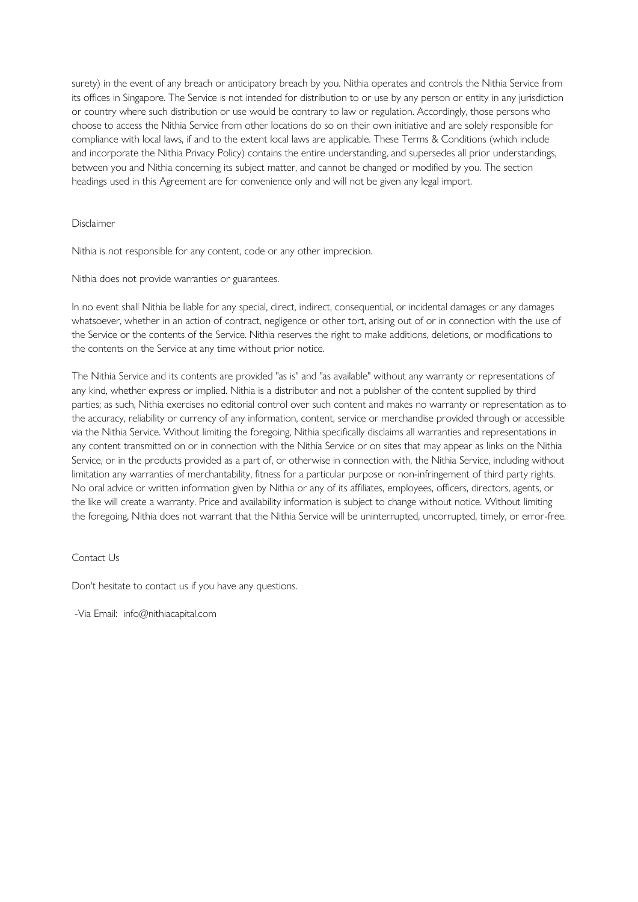surety) in the event of any breach or anticipatory breach by you. Nithia operates and controls the Nithia Service from its offices in Singapore. The Service is not intended for distribution to or use by any person or entity in any jurisdiction or country where such distribution or use would be contrary to law or regulation. Accordingly, those persons who choose to access the Nithia Service from other locations do so on their own initiative and are solely responsible for compliance with local laws, if and to the extent local laws are applicable. These Terms & Conditions (which include and incorporate the Nithia Privacy Policy) contains the entire understanding, and supersedes all prior understandings, between you and Nithia concerning its subject matter, and cannot be changed or modified by you. The section headings used in this Agreement are for convenience only and will not be given any legal import.

## Disclaimer

Nithia is not responsible for any content, code or any other imprecision.

Nithia does not provide warranties or guarantees.

In no event shall Nithia be liable for any special, direct, indirect, consequential, or incidental damages or any damages whatsoever, whether in an action of contract, negligence or other tort, arising out of or in connection with the use of the Service or the contents of the Service. Nithia reserves the right to make additions, deletions, or modifications to the contents on the Service at any time without prior notice.

The Nithia Service and its contents are provided "as is" and "as available" without any warranty or representations of any kind, whether express or implied. Nithia is a distributor and not a publisher of the content supplied by third parties; as such, Nithia exercises no editorial control over such content and makes no warranty or representation as to the accuracy, reliability or currency of any information, content, service or merchandise provided through or accessible via the Nithia Service. Without limiting the foregoing, Nithia specifically disclaims all warranties and representations in any content transmitted on or in connection with the Nithia Service or on sites that may appear as links on the Nithia Service, or in the products provided as a part of, or otherwise in connection with, the Nithia Service, including without limitation any warranties of merchantability, fitness for a particular purpose or non-infringement of third party rights. No oral advice or written information given by Nithia or any of its affiliates, employees, officers, directors, agents, or the like will create a warranty. Price and availability information is subject to change without notice. Without limiting the foregoing, Nithia does not warrant that the Nithia Service will be uninterrupted, uncorrupted, timely, or error-free.

## Contact Us

Don't hesitate to contact us if you have any questions.

-Via Email: info@nithiacapital.com